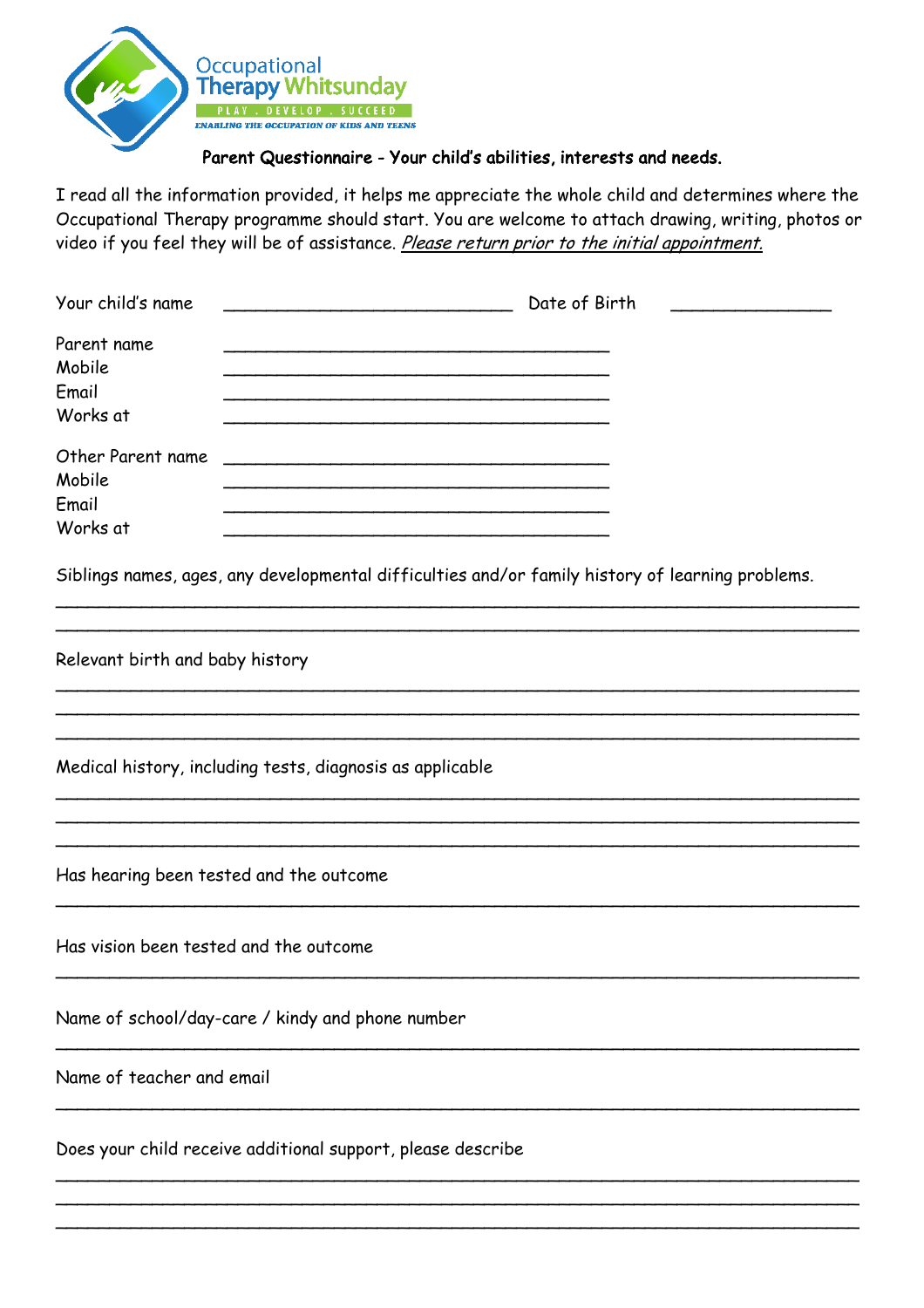Occupational Therapy Whitsunday

PLAY . DEVELOP . SUCCEED

ENABLING THE OCCUPATION OF KIDS AND TEENS

**Parent Questionnaire - Your child's abilities, interests and needs.**

I read all the information provided, it helps me appreciate the whole child and determines where the Occupational Therapy programme should start. You are welcome to attach drawing, writing, photos or video if you feel they will be of assistance. *Please return prior to the initial appointment.*

Your child's name ____________________________ Date of Birth _______________

Parent name _____________________________________

Mobile _____________________________________

Email _____________________________________

Works at _____________________________________

Other Parent name _____________________________________

Mobile _____________________________________

Email _____________________________________

Works at _____________________________________

Siblings names, ages, any developmental difficulties and/or family history of learning problems.

______________________________________________________________________________

______________________________________________________________________________

Relevant birth and baby history

______________________________________________________________________________

______________________________________________________________________________

______________________________________________________________________________

Medical history, including tests, diagnosis as applicable

______________________________________________________________________________

______________________________________________________________________________

______________________________________________________________________________

Has hearing been tested and the outcome

______________________________________________________________________________

Has vision been tested and the outcome

______________________________________________________________________________

Name of school/day-care / kindy and phone number

______________________________________________________________________________

Name of teacher and email

______________________________________________________________________________

Does your child receive additional support, please describe

______________________________________________________________________________

______________________________________________________________________________

______________________________________________________________________________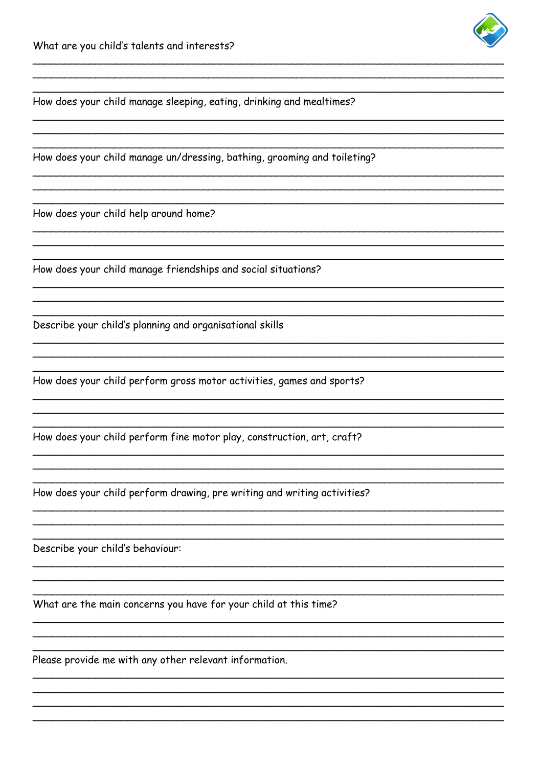What are you child's talents and interests?

______________________________________________________________________________

______________________________________________________________________________

______________________________________________________________________________

How does your child manage sleeping, eating, drinking and mealtimes?

______________________________________________________________________________

______________________________________________________________________________

______________________________________________________________________________

How does your child manage un/dressing, bathing, grooming and toileting?

______________________________________________________________________________

______________________________________________________________________________

______________________________________________________________________________

How does your child help around home?

______________________________________________________________________________

______________________________________________________________________________

______________________________________________________________________________

How does your child manage friendships and social situations?

______________________________________________________________________________

______________________________________________________________________________

______________________________________________________________________________

Describe your child's planning and organisational skills

______________________________________________________________________________

______________________________________________________________________________

______________________________________________________________________________

How does your child perform gross motor activities, games and sports?

______________________________________________________________________________

______________________________________________________________________________

______________________________________________________________________________

How does your child perform fine motor play, construction, art, craft?

______________________________________________________________________________

______________________________________________________________________________

______________________________________________________________________________

How does your child perform drawing, pre writing and writing activities?

______________________________________________________________________________

______________________________________________________________________________

______________________________________________________________________________

Describe your child's behaviour:

______________________________________________________________________________

______________________________________________________________________________

______________________________________________________________________________

What are the main concerns you have for your child at this time?

______________________________________________________________________________

______________________________________________________________________________

______________________________________________________________________________

Please provide me with any other relevant information.

______________________________________________________________________________

______________________________________________________________________________

______________________________________________________________________________

______________________________________________________________________________